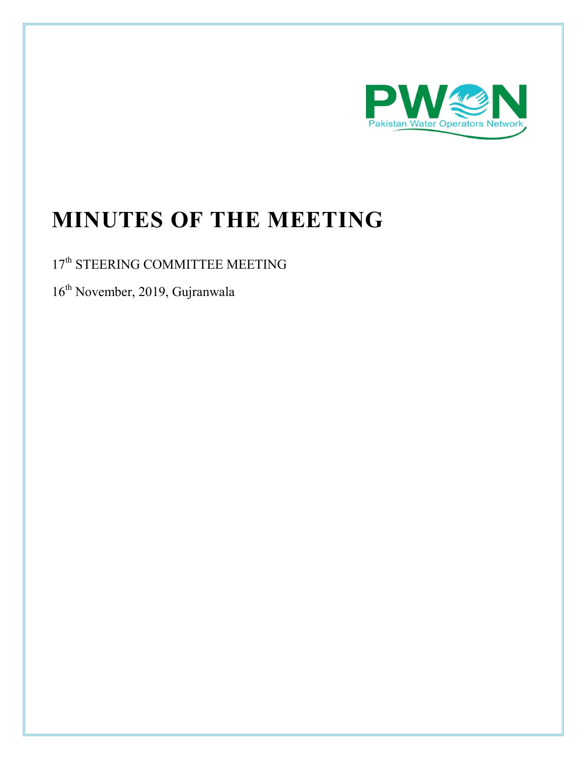PWON

Pakistan Water Operators Network

# MINUTES OF THE MEETING

17th STEERING COMMITTEE MEETING

16th November, 2019, Gujranwala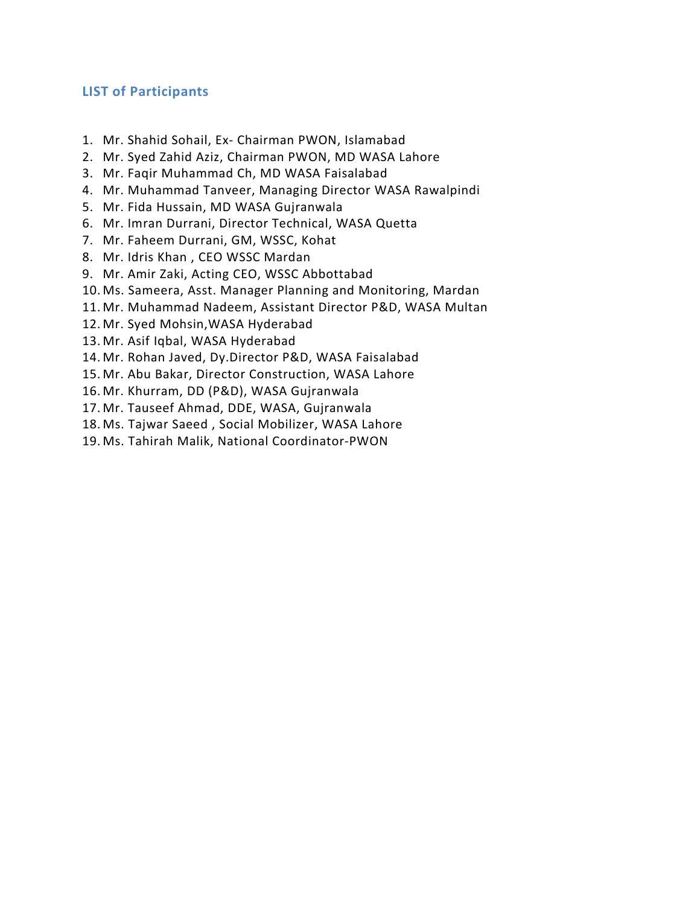## LIST of Participants

1. Mr. Shahid Sohail, Ex- Chairman PWON, Islamabad
2. Mr. Syed Zahid Aziz, Chairman PWON, MD WASA Lahore
3. Mr. Faqir Muhammad Ch, MD WASA Faisalabad
4. Mr. Muhammad Tanveer, Managing Director WASA Rawalpindi
5. Mr. Fida Hussain, MD WASA Gujranwala
6. Mr. Imran Durrani, Director Technical, WASA Quetta
7. Mr. Faheem Durrani, GM, WSSC, Kohat
8. Mr. Idris Khan , CEO WSSC Mardan
9. Mr. Amir Zaki, Acting CEO, WSSC Abbottabad
10. Ms. Sameera, Asst. Manager Planning and Monitoring, Mardan
11. Mr. Muhammad Nadeem, Assistant Director P&D, WASA Multan
12. Mr. Syed Mohsin,WASA Hyderabad
13. Mr. Asif Iqbal, WASA Hyderabad
14. Mr. Rohan Javed, Dy.Director P&D, WASA Faisalabad
15. Mr. Abu Bakar, Director Construction, WASA Lahore
16. Mr. Khurram, DD (P&D), WASA Gujranwala
17. Mr. Tauseef Ahmad, DDE, WASA, Gujranwala
18. Ms. Tajwar Saeed , Social Mobilizer, WASA Lahore
19. Ms. Tahirah Malik, National Coordinator-PWON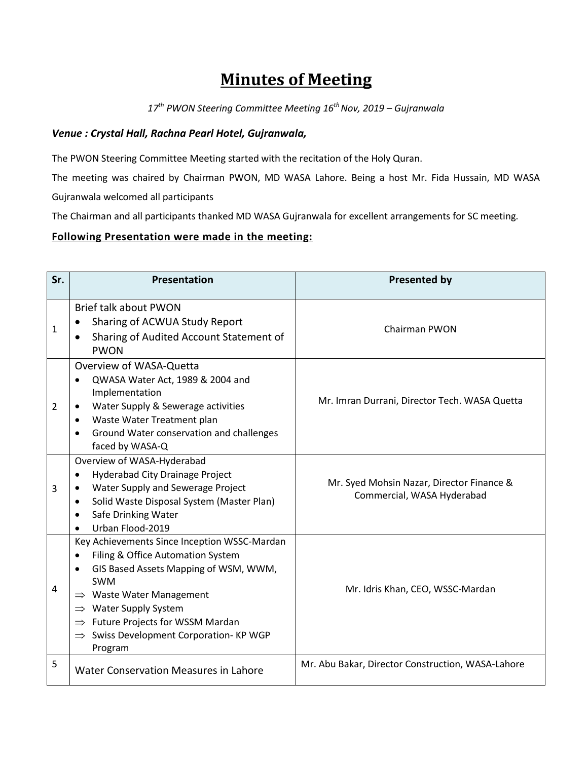# Minutes of Meeting

*17th PWON Steering Committee Meeting 16th Nov, 2019 – Gujranwala*

***Venue : Crystal Hall, Rachna Pearl Hotel, Gujranwala,***

The PWON Steering Committee Meeting started with the recitation of the Holy Quran.

The meeting was chaired by Chairman PWON, MD WASA Lahore. Being a host Mr. Fida Hussain, MD WASA Gujranwala welcomed all participants

The Chairman and all participants thanked MD WASA Gujranwala for excellent arrangements for SC meeting.

**Following Presentation were made in the meeting:**

| Sr. | Presentation | Presented by |
|---|---|---|
| 1 | Brief talk about PWON<br>• Sharing of ACWUA Study Report<br>• Sharing of Audited Account Statement of PWON | Chairman PWON |
| 2 | Overview of WASA-Quetta<br>• QWASA Water Act, 1989 & 2004 and Implementation<br>• Water Supply & Sewerage activities<br>• Waste Water Treatment plan<br>• Ground Water conservation and challenges faced by WASA-Q | Mr. Imran Durrani, Director Tech. WASA Quetta |
| 3 | Overview of WASA-Hyderabad<br>• Hyderabad City Drainage Project<br>• Water Supply and Sewerage Project<br>• Solid Waste Disposal System (Master Plan)<br>• Safe Drinking Water<br>• Urban Flood-2019 | Mr. Syed Mohsin Nazar, Director Finance & Commercial, WASA Hyderabad |
| 4 | Key Achievements Since Inception WSSC-Mardan<br>• Filing & Office Automation System<br>• GIS Based Assets Mapping of WSM, WWM, SWM<br>⇒ Waste Water Management<br>⇒ Water Supply System<br>⇒ Future Projects for WSSM Mardan<br>⇒ Swiss Development Corporation- KP WGP Program | Mr. Idris Khan, CEO, WSSC-Mardan |
| 5 | Water Conservation Measures in Lahore | Mr. Abu Bakar, Director Construction, WASA-Lahore |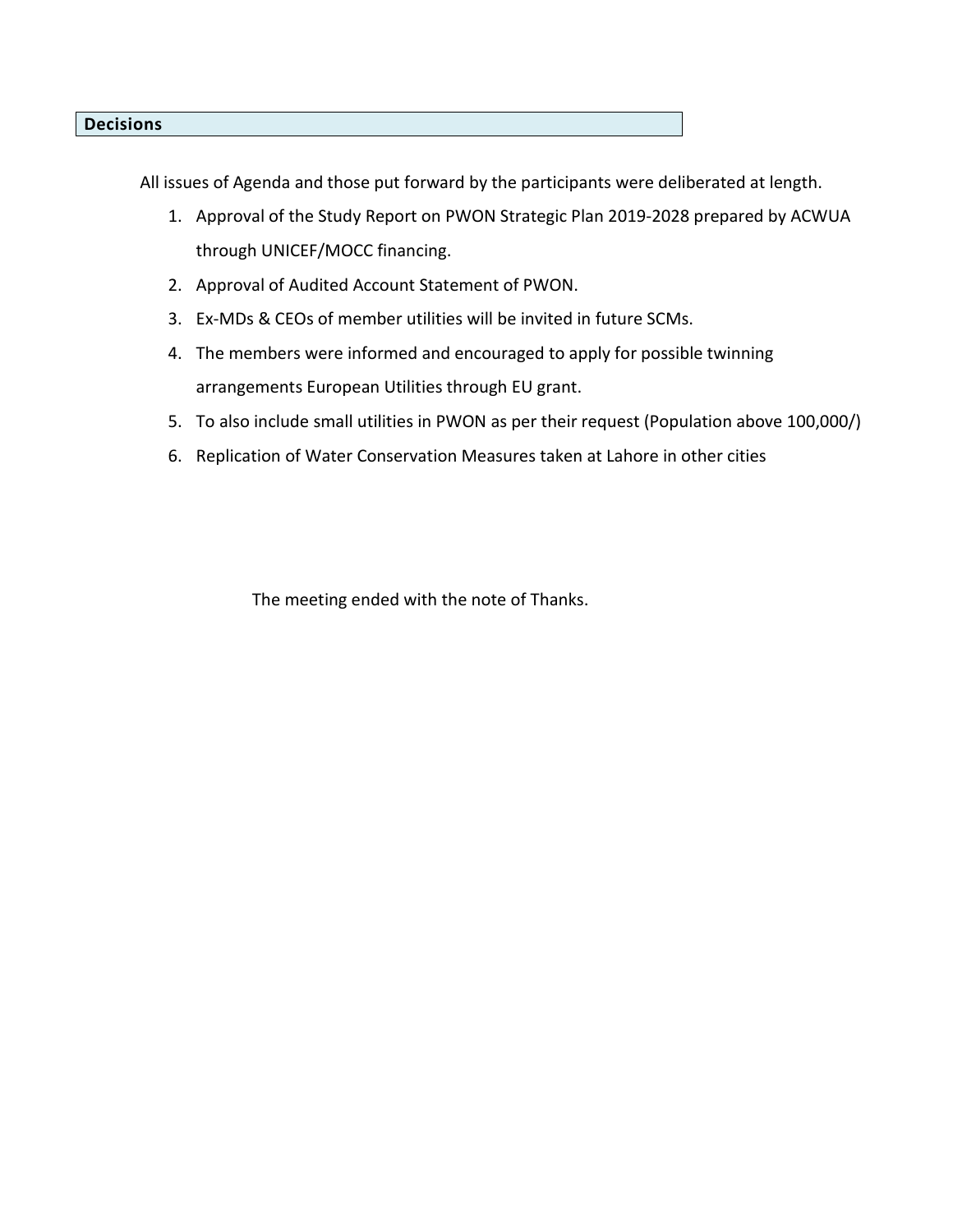## Decisions

All issues of Agenda and those put forward by the participants were deliberated at length.

1. Approval of the Study Report on PWON Strategic Plan 2019-2028 prepared by ACWUA through UNICEF/MOCC financing.
2. Approval of Audited Account Statement of PWON.
3. Ex-MDs & CEOs of member utilities will be invited in future SCMs.
4. The members were informed and encouraged to apply for possible twinning arrangements European Utilities through EU grant.
5. To also include small utilities in PWON as per their request (Population above 100,000/)
6. Replication of Water Conservation Measures taken at Lahore in other cities

The meeting ended with the note of Thanks.